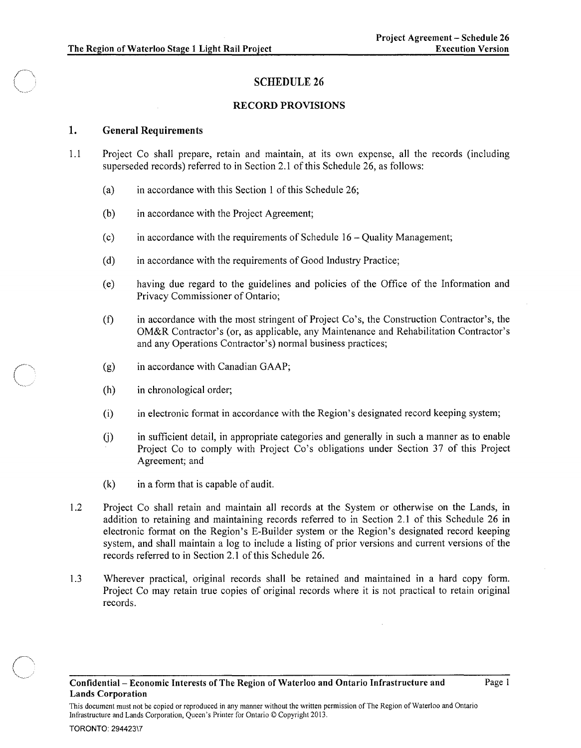# SCHEDULE 26

## RECORD PROVISIONS

### 1. General Requirements

1.1 Project Co shall prepare, retain and maintain, at its own expense, all the records (including superseded records) referred to in Section 2.1 of this Schedule 26, as follows:

(a) in accordance with this Section 1 of this Schedule 26;

(b) in accordance with the Project Agreement;

(c) in accordance with the requirements of Schedule 16 – Quality Management;

(d) in accordance with the requirements of Good Industry Practice;

(e) having due regard to the guidelines and policies of the Office of the Information and Privacy Commissioner of Ontario;

(f) in accordance with the most stringent of Project Co's, the Construction Contractor's, the OM&R Contractor's (or, as applicable, any Maintenance and Rehabilitation Contractor's and any Operations Contractor's) normal business practices;

(g) in accordance with Canadian GAAP;

(h) in chronological order;

(i) in electronic format in accordance with the Region's designated record keeping system;

(j) in sufficient detail, in appropriate categories and generally in such a manner as to enable Project Co to comply with Project Co's obligations under Section 37 of this Project Agreement; and

(k) in a form that is capable of audit.

1.2 Project Co shall retain and maintain all records at the System or otherwise on the Lands, in addition to retaining and maintaining records referred to in Section 2.1 of this Schedule 26 in electronic format on the Region's E-Builder system or the Region's designated record keeping system, and shall maintain a log to include a listing of prior versions and current versions of the records referred to in Section 2.1 of this Schedule 26.

1.3 Wherever practical, original records shall be retained and maintained in a hard copy form. Project Co may retain true copies of original records where it is not practical to retain original records.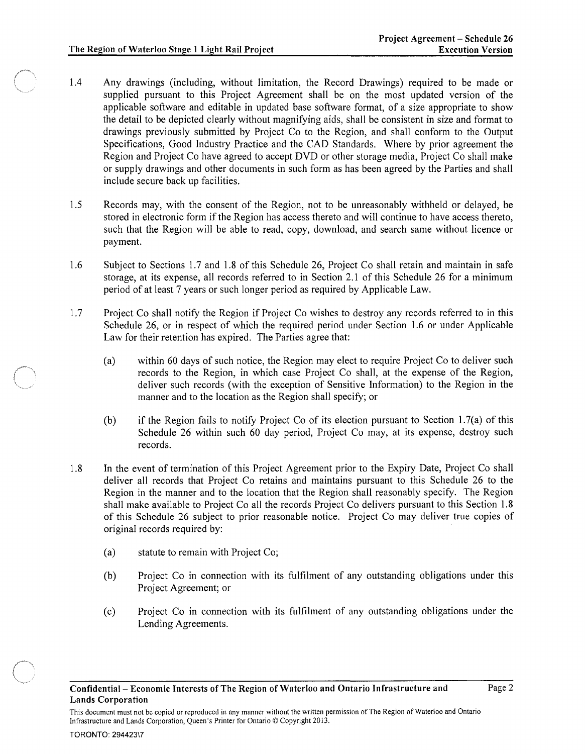1.4 Any drawings (including, without limitation, the Record Drawings) required to be made or supplied pursuant to this Project Agreement shall be on the most updated version of the applicable software and editable in updated base software format, of a size appropriate to show the detail to be depicted clearly without magnifying aids, shall be consistent in size and format to drawings previously submitted by Project Co to the Region, and shall conform to the Output Specifications, Good Industry Practice and the CAD Standards. Where by prior agreement the Region and Project Co have agreed to accept DVD or other storage media, Project Co shall make or supply drawings and other documents in such form as has been agreed by the Parties and shall include secure back up facilities.

1.5 Records may, with the consent of the Region, not to be unreasonably withheld or delayed, be stored in electronic form if the Region has access thereto and will continue to have access thereto, such that the Region will be able to read, copy, download, and search same without licence or payment.

1.6 Subject to Sections 1.7 and 1.8 of this Schedule 26, Project Co shall retain and maintain in safe storage, at its expense, all records referred to in Section 2.1 of this Schedule 26 for a minimum period of at least 7 years or such longer period as required by Applicable Law.

1.7 Project Co shall notify the Region if Project Co wishes to destroy any records referred to in this Schedule 26, or in respect of which the required period under Section 1.6 or under Applicable Law for their retention has expired. The Parties agree that:

(a) within 60 days of such notice, the Region may elect to require Project Co to deliver such records to the Region, in which case Project Co shall, at the expense of the Region, deliver such records (with the exception of Sensitive Information) to the Region in the manner and to the location as the Region shall specify; or

(b) if the Region fails to notify Project Co of its election pursuant to Section 1.7(a) of this Schedule 26 within such 60 day period, Project Co may, at its expense, destroy such records.

1.8 In the event of termination of this Project Agreement prior to the Expiry Date, Project Co shall deliver all records that Project Co retains and maintains pursuant to this Schedule 26 to the Region in the manner and to the location that the Region shall reasonably specify. The Region shall make available to Project Co all the records Project Co delivers pursuant to this Section 1.8 of this Schedule 26 subject to prior reasonable notice. Project Co may deliver true copies of original records required by:

(a) statute to remain with Project Co;

(b) Project Co in connection with its fulfilment of any outstanding obligations under this Project Agreement; or

(c) Project Co in connection with its fulfilment of any outstanding obligations under the Lending Agreements.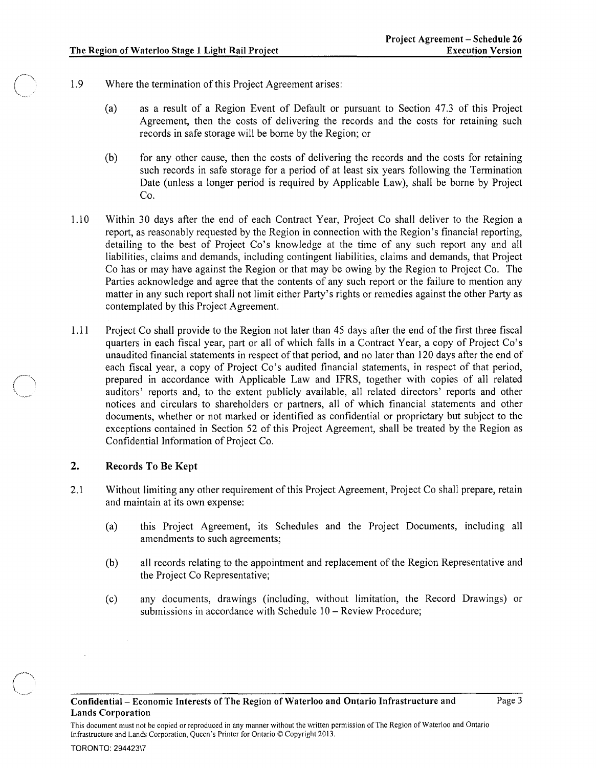1.9 Where the termination of this Project Agreement arises:

   (a) as a result of a Region Event of Default or pursuant to Section 47.3 of this Project Agreement, then the costs of delivering the records and the costs for retaining such records in safe storage will be borne by the Region; or

   (b) for any other cause, then the costs of delivering the records and the costs for retaining such records in safe storage for a period of at least six years following the Termination Date (unless a longer period is required by Applicable Law), shall be borne by Project Co.

1.10 Within 30 days after the end of each Contract Year, Project Co shall deliver to the Region a report, as reasonably requested by the Region in connection with the Region's financial reporting, detailing to the best of Project Co's knowledge at the time of any such report any and all liabilities, claims and demands, including contingent liabilities, claims and demands, that Project Co has or may have against the Region or that may be owing by the Region to Project Co. The Parties acknowledge and agree that the contents of any such report or the failure to mention any matter in any such report shall not limit either Party's rights or remedies against the other Party as contemplated by this Project Agreement.

1.11 Project Co shall provide to the Region not later than 45 days after the end of the first three fiscal quarters in each fiscal year, part or all of which falls in a Contract Year, a copy of Project Co's unaudited financial statements in respect of that period, and no later than 120 days after the end of each fiscal year, a copy of Project Co's audited financial statements, in respect of that period, prepared in accordance with Applicable Law and IFRS, together with copies of all related auditors' reports and, to the extent publicly available, all related directors' reports and other notices and circulars to shareholders or partners, all of which financial statements and other documents, whether or not marked or identified as confidential or proprietary but subject to the exceptions contained in Section 52 of this Project Agreement, shall be treated by the Region as Confidential Information of Project Co.

## 2. Records To Be Kept

2.1 Without limiting any other requirement of this Project Agreement, Project Co shall prepare, retain and maintain at its own expense:

   (a) this Project Agreement, its Schedules and the Project Documents, including all amendments to such agreements;

   (b) all records relating to the appointment and replacement of the Region Representative and the Project Co Representative;

   (c) any documents, drawings (including, without limitation, the Record Drawings) or submissions in accordance with Schedule 10 – Review Procedure;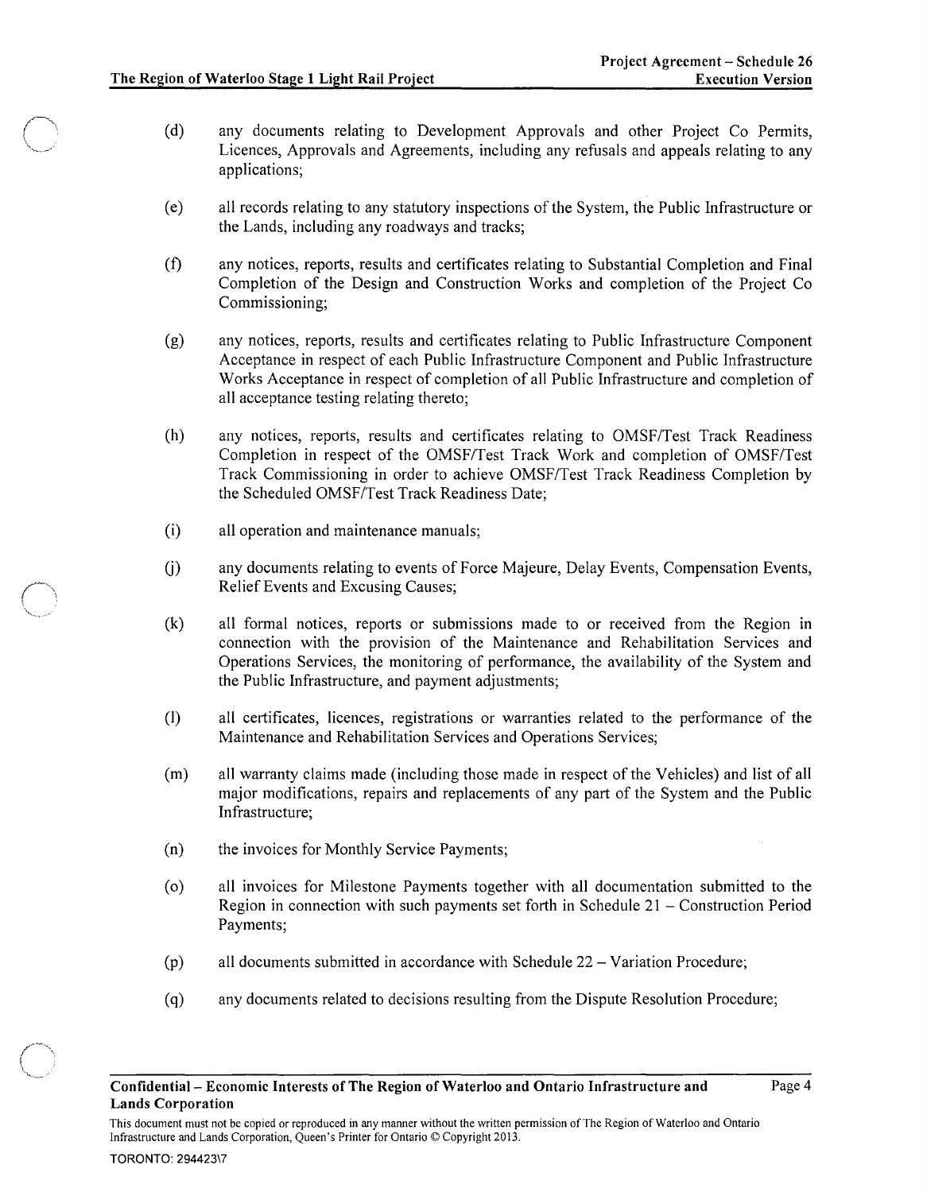(d) any documents relating to Development Approvals and other Project Co Permits, Licences, Approvals and Agreements, including any refusals and appeals relating to any applications;

(e) all records relating to any statutory inspections of the System, the Public Infrastructure or the Lands, including any roadways and tracks;

(f) any notices, reports, results and certificates relating to Substantial Completion and Final Completion of the Design and Construction Works and completion of the Project Co Commissioning;

(g) any notices, reports, results and certificates relating to Public Infrastructure Component Acceptance in respect of each Public Infrastructure Component and Public Infrastructure Works Acceptance in respect of completion of all Public Infrastructure and completion of all acceptance testing relating thereto;

(h) any notices, reports, results and certificates relating to OMSF/Test Track Readiness Completion in respect of the OMSF/Test Track Work and completion of OMSF/Test Track Commissioning in order to achieve OMSF/Test Track Readiness Completion by the Scheduled OMSF/Test Track Readiness Date;

(i) all operation and maintenance manuals;

(j) any documents relating to events of Force Majeure, Delay Events, Compensation Events, Relief Events and Excusing Causes;

(k) all formal notices, reports or submissions made to or received from the Region in connection with the provision of the Maintenance and Rehabilitation Services and Operations Services, the monitoring of performance, the availability of the System and the Public Infrastructure, and payment adjustments;

(l) all certificates, licences, registrations or warranties related to the performance of the Maintenance and Rehabilitation Services and Operations Services;

(m) all warranty claims made (including those made in respect of the Vehicles) and list of all major modifications, repairs and replacements of any part of the System and the Public Infrastructure;

(n) the invoices for Monthly Service Payments;

(o) all invoices for Milestone Payments together with all documentation submitted to the Region in connection with such payments set forth in Schedule 21 – Construction Period Payments;

(p) all documents submitted in accordance with Schedule 22 – Variation Procedure;

(q) any documents related to decisions resulting from the Dispute Resolution Procedure;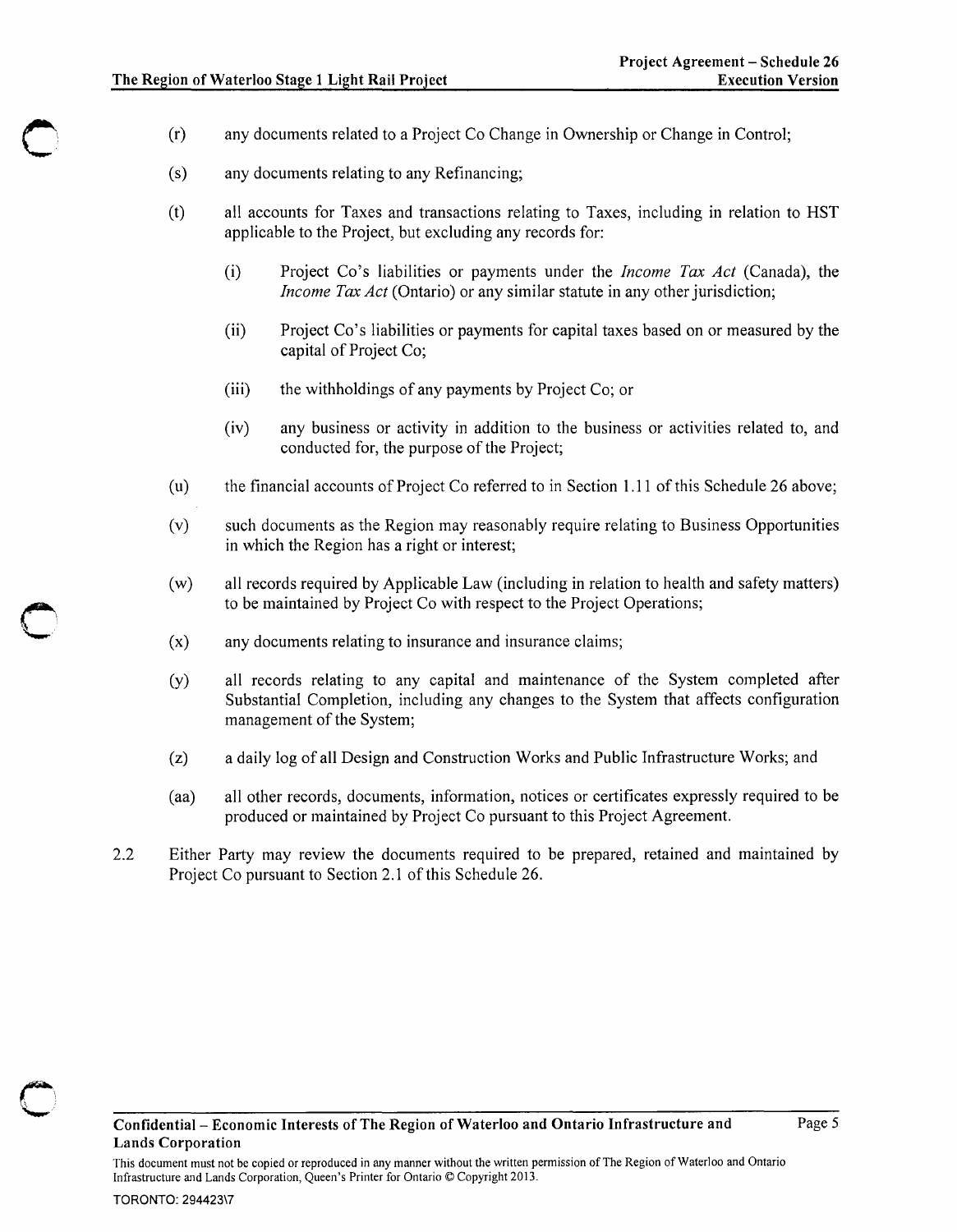(r) any documents related to a Project Co Change in Ownership or Change in Control;

(s) any documents relating to any Refinancing;

(t) all accounts for Taxes and transactions relating to Taxes, including in relation to HST applicable to the Project, but excluding any records for:

   (i) Project Co's liabilities or payments under the *Income Tax Act* (Canada), the *Income Tax Act* (Ontario) or any similar statute in any other jurisdiction;

   (ii) Project Co's liabilities or payments for capital taxes based on or measured by the capital of Project Co;

   (iii) the withholdings of any payments by Project Co; or

   (iv) any business or activity in addition to the business or activities related to, and conducted for, the purpose of the Project;

(u) the financial accounts of Project Co referred to in Section 1.11 of this Schedule 26 above;

(v) such documents as the Region may reasonably require relating to Business Opportunities in which the Region has a right or interest;

(w) all records required by Applicable Law (including in relation to health and safety matters) to be maintained by Project Co with respect to the Project Operations;

(x) any documents relating to insurance and insurance claims;

(y) all records relating to any capital and maintenance of the System completed after Substantial Completion, including any changes to the System that affects configuration management of the System;

(z) a daily log of all Design and Construction Works and Public Infrastructure Works; and

(aa) all other records, documents, information, notices or certificates expressly required to be produced or maintained by Project Co pursuant to this Project Agreement.

2.2 Either Party may review the documents required to be prepared, retained and maintained by Project Co pursuant to Section 2.1 of this Schedule 26.